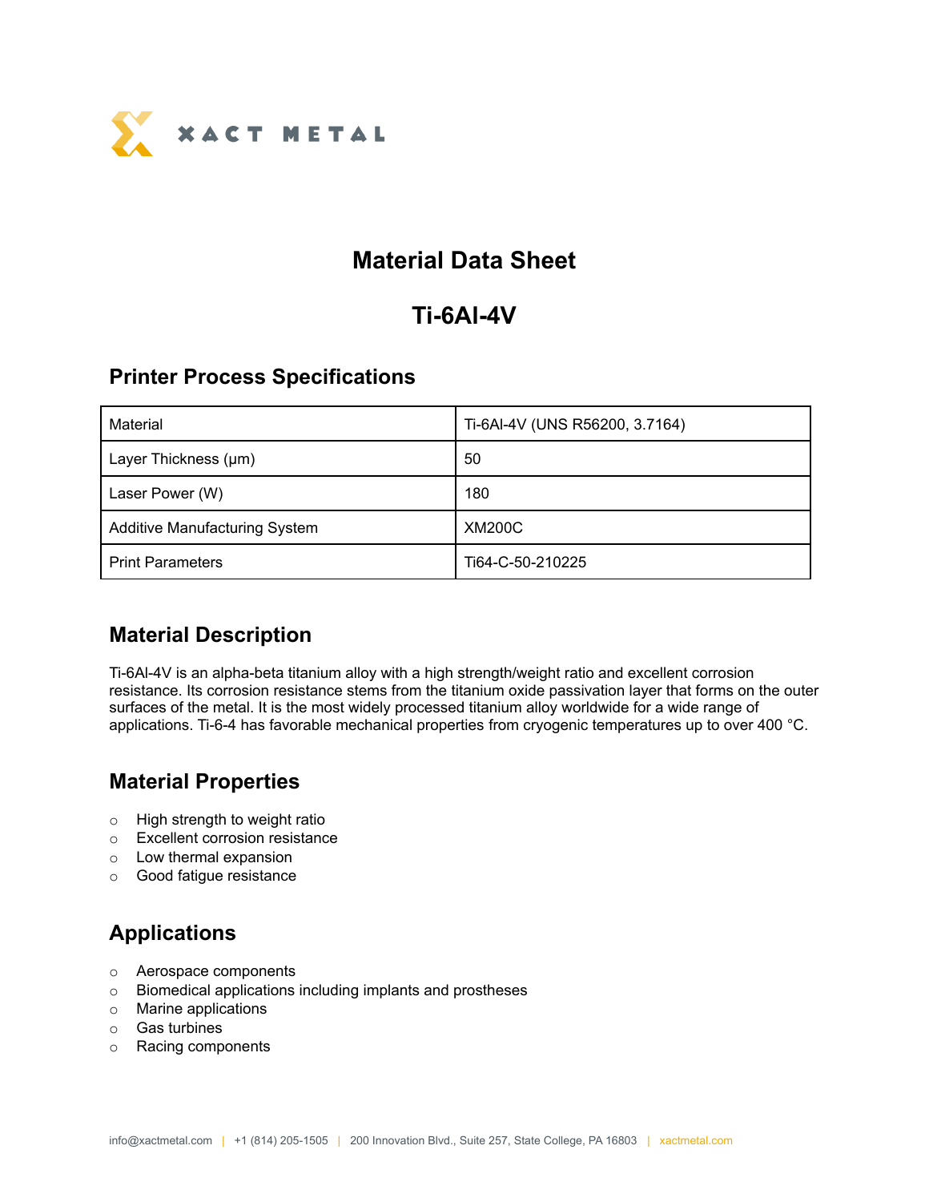XACT METAL

# Material Data Sheet

# Ti-6Al-4V

## Printer Process Specifications

| Material | Ti-6Al-4V (UNS R56200, 3.7164) |
|---|---|
| Layer Thickness (µm) | 50 |
| Laser Power (W) | 180 |
| Additive Manufacturing System | XM200C |
| Print Parameters | Ti64-C-50-210225 |

## Material Description

Ti-6Al-4V is an alpha-beta titanium alloy with a high strength/weight ratio and excellent corrosion resistance. Its corrosion resistance stems from the titanium oxide passivation layer that forms on the outer surfaces of the metal. It is the most widely processed titanium alloy worldwide for a wide range of applications. Ti-6-4 has favorable mechanical properties from cryogenic temperatures up to over 400 °C.

## Material Properties

- High strength to weight ratio
- Excellent corrosion resistance
- Low thermal expansion
- Good fatigue resistance

## Applications

- Aerospace components
- Biomedical applications including implants and prostheses
- Marine applications
- Gas turbines
- Racing components

info@xactmetal.com | +1 (814) 205-1505 | 200 Innovation Blvd., Suite 257, State College, PA 16803 | xactmetal.com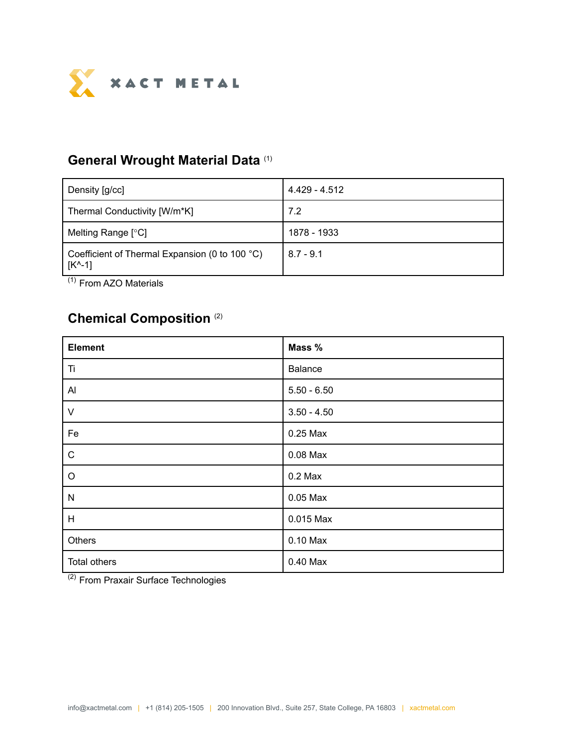## General Wrought Material Data [(1)]

| Density [g/cc] | 4.429 - 4.512 |
|---|---|
| Thermal Conductivity [W/m*K] | 7.2 |
| Melting Range [°C] | 1878 - 1933 |
| Coefficient of Thermal Expansion (0 to 100 °C) [K^-1] | 8.7 - 9.1 |

(1) From AZO Materials

## Chemical Composition [(2)]

| Element | Mass % |
|---|---|
| Ti | Balance |
| Al | 5.50 - 6.50 |
| V | 3.50 - 4.50 |
| Fe | 0.25 Max |
| C | 0.08 Max |
| O | 0.2 Max |
| N | 0.05 Max |
| H | 0.015 Max |
| Others | 0.10 Max |
| Total others | 0.40 Max |

(2) From Praxair Surface Technologies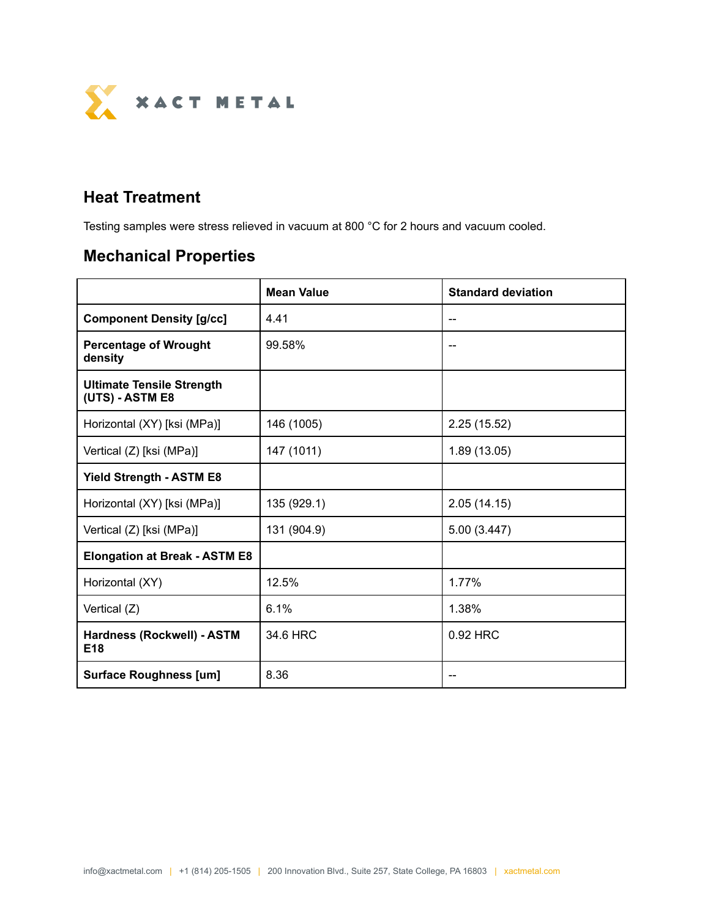## Heat Treatment

Testing samples were stress relieved in vacuum at 800 °C for 2 hours and vacuum cooled.

## Mechanical Properties

| | **Mean Value** | **Standard deviation** |
|---|---|---|
| **Component Density [g/cc]** | 4.41 | -- |
| **Percentage of Wrought density** | 99.58% | -- |
| **Ultimate Tensile Strength (UTS) - ASTM E8** | | |
| Horizontal (XY) [ksi (MPa)] | 146 (1005) | 2.25 (15.52) |
| Vertical (Z) [ksi (MPa)] | 147 (1011) | 1.89 (13.05) |
| **Yield Strength - ASTM E8** | | |
| Horizontal (XY) [ksi (MPa)] | 135 (929.1) | 2.05 (14.15) |
| Vertical (Z) [ksi (MPa)] | 131 (904.9) | 5.00 (3.447) |
| **Elongation at Break - ASTM E8** | | |
| Horizontal (XY) | 12.5% | 1.77% |
| Vertical (Z) | 6.1% | 1.38% |
| **Hardness (Rockwell) - ASTM E18** | 34.6 HRC | 0.92 HRC |
| **Surface Roughness [um]** | 8.36 | -- |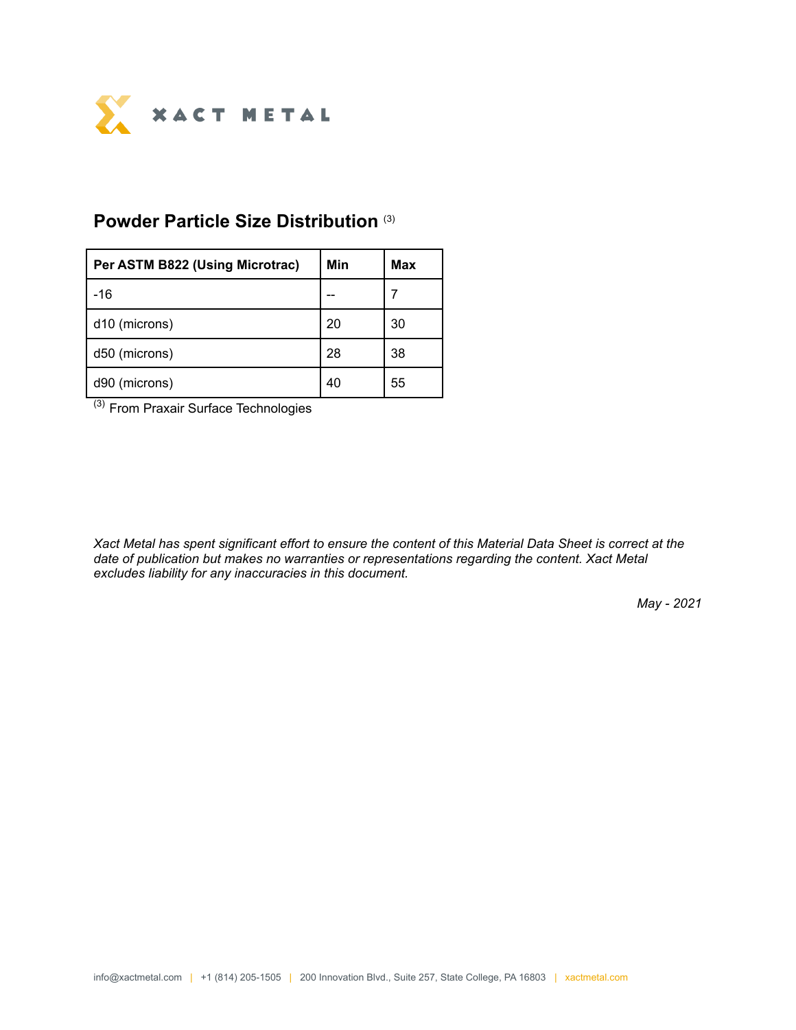## Powder Particle Size Distribution [3]

| Per ASTM B822 (Using Microtrac) | Min | Max |
|---|---|---|
| -16 | -- | 7 |
| d10 (microns) | 20 | 30 |
| d50 (microns) | 28 | 38 |
| d90 (microns) | 40 | 55 |

[3] From Praxair Surface Technologies

*Xact Metal has spent significant effort to ensure the content of this Material Data Sheet is correct at the date of publication but makes no warranties or representations regarding the content. Xact Metal excludes liability for any inaccuracies in this document.*

*May - 2021*